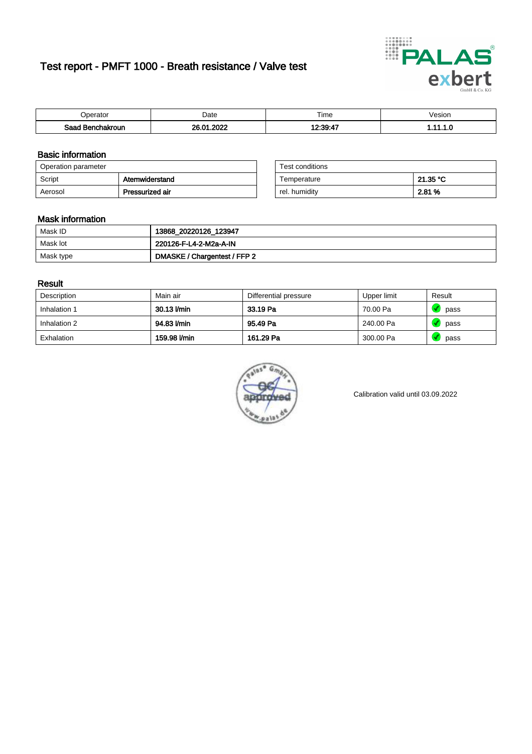# Test report - PMFT 1000 - Breath resistance / Valve test

| Operator | Date | Time | Vesion |
|---|---|---|---|
| **Saad Benchakroun** | **26.01.2022** | **12:39:47** | **1.11.1.0** |

## Basic information

| Operation parameter | |
|---|---|
| Script | **Atemwiderstand** |
| Aerosol | **Pressurized air** |

| Test conditions | |
|---|---|
| Temperature | **21.35 °C** |
| rel. humidity | **2.81 %** |

## Mask information

| | |
|---|---|
| Mask ID | **13868_20220126_123947** |
| Mask lot | **220126-F-L4-2-M2a-A-IN** |
| Mask type | **DMASKE / Chargentest / FFP 2** |

## Result

| Description | Main air | Differential pressure | Upper limit | Result |
|---|---|---|---|---|
| Inhalation 1 | **30.13 l/min** | **33.19 Pa** | 70.00 Pa | pass |
| Inhalation 2 | **94.83 l/min** | **95.49 Pa** | 240.00 Pa | pass |
| Exhalation | **159.98 l/min** | **161.29 Pa** | 300.00 Pa | pass |

Calibration valid until 03.09.2022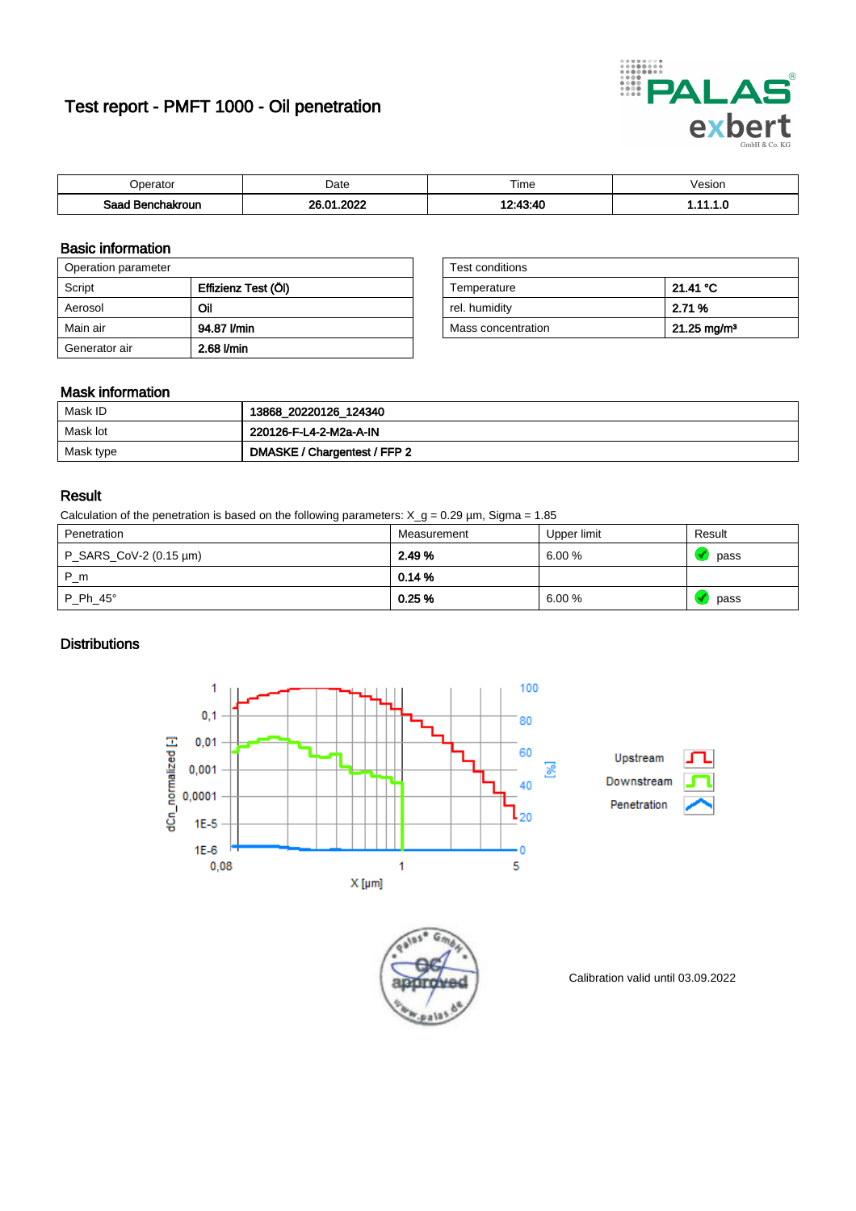# Test report - PMFT 1000 - Oil penetration

PALAS exbert GmbH & Co. KG

| Operator | Date | Time | Vesion |
|---|---|---|---|
| **Saad Benchakroun** | **26.01.2022** | **12:43:40** | **1.11.1.0** |

## Basic information

| Operation parameter | |
|---|---|
| Script | **Effizienz Test (Öl)** |
| Aerosol | **Oil** |
| Main air | **94.87 l/min** |
| Generator air | **2.68 l/min** |

| Test conditions | |
|---|---|
| Temperature | **21.41 °C** |
| rel. humidity | **2.71 %** |
| Mass concentration | **21.25 mg/m³** |

## Mask information

| | |
|---|---|
| Mask ID | **13868_20220126_124340** |
| Mask lot | **220126-F-L4-2-M2a-A-IN** |
| Mask type | **DMASKE / Chargentest / FFP 2** |

## Result

Calculation of the penetration is based on the following parameters: X_g = 0.29 µm, Sigma = 1.85

| Penetration | Measurement | Upper limit | Result |
|---|---|---|---|
| P_SARS_CoV-2 (0.15 µm) | **2.49 %** | 6.00 % | pass |
| P_m | **0.14 %** | | |
| P_Ph_45° | **0.25 %** | 6.00 % | pass |

## Distributions

dCn_normalized [-]
1
0,1
0,01
0,001
0,0001
1E-5
1E-6
0,08
1
5
X [µm]
100
80
60
40
20
0
[%]
Upstream
Downstream
Penetration

QC approved
Palas® GmbH
www.palas.de

Calibration valid until 03.09.2022